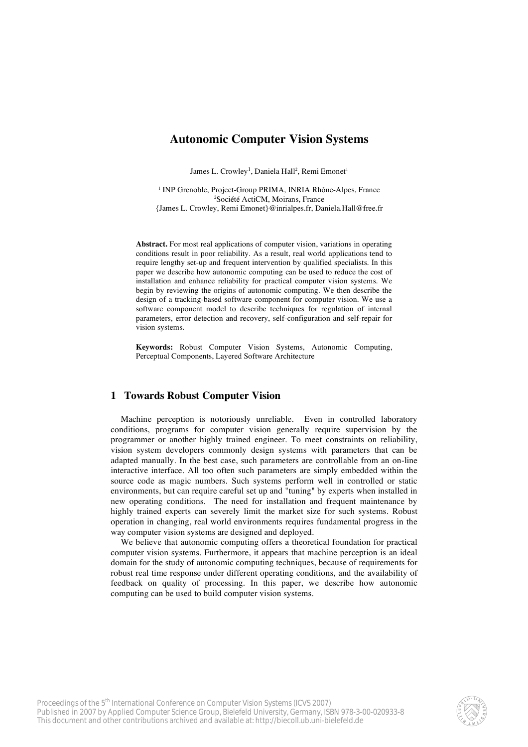# Autonomic Computer Vision Systems

James L. Crowley[1], Daniela Hall[2], Remi Emonet[1]

[1] INP Grenoble, Project-Group PRIMA, INRIA Rhône-Alpes, France
[2] Société ActiCM, Moirans, France
{James L. Crowley, Remi Emonet}@inrialpes.fr, Daniela.Hall@free.fr

**Abstract.** For most real applications of computer vision, variations in operating conditions result in poor reliability. As a result, real world applications tend to require lengthy set-up and frequent intervention by qualified specialists. In this paper we describe how autonomic computing can be used to reduce the cost of installation and enhance reliability for practical computer vision systems. We begin by reviewing the origins of autonomic computing. We then describe the design of a tracking-based software component for computer vision. We use a software component model to describe techniques for regulation of internal parameters, error detection and recovery, self-configuration and self-repair for vision systems.

**Keywords:** Robust Computer Vision Systems, Autonomic Computing, Perceptual Components, Layered Software Architecture

## 1 Towards Robust Computer Vision

Machine perception is notoriously unreliable. Even in controlled laboratory conditions, programs for computer vision generally require supervision by the programmer or another highly trained engineer. To meet constraints on reliability, vision system developers commonly design systems with parameters that can be adapted manually. In the best case, such parameters are controllable from an on-line interactive interface. All too often such parameters are simply embedded within the source code as magic numbers. Such systems perform well in controlled or static environments, but can require careful set up and "tuning" by experts when installed in new operating conditions. The need for installation and frequent maintenance by highly trained experts can severely limit the market size for such systems. Robust operation in changing, real world environments requires fundamental progress in the way computer vision systems are designed and deployed.

We believe that autonomic computing offers a theoretical foundation for practical computer vision systems. Furthermore, it appears that machine perception is an ideal domain for the study of autonomic computing techniques, because of requirements for robust real time response under different operating conditions, and the availability of feedback on quality of processing. In this paper, we describe how autonomic computing can be used to build computer vision systems.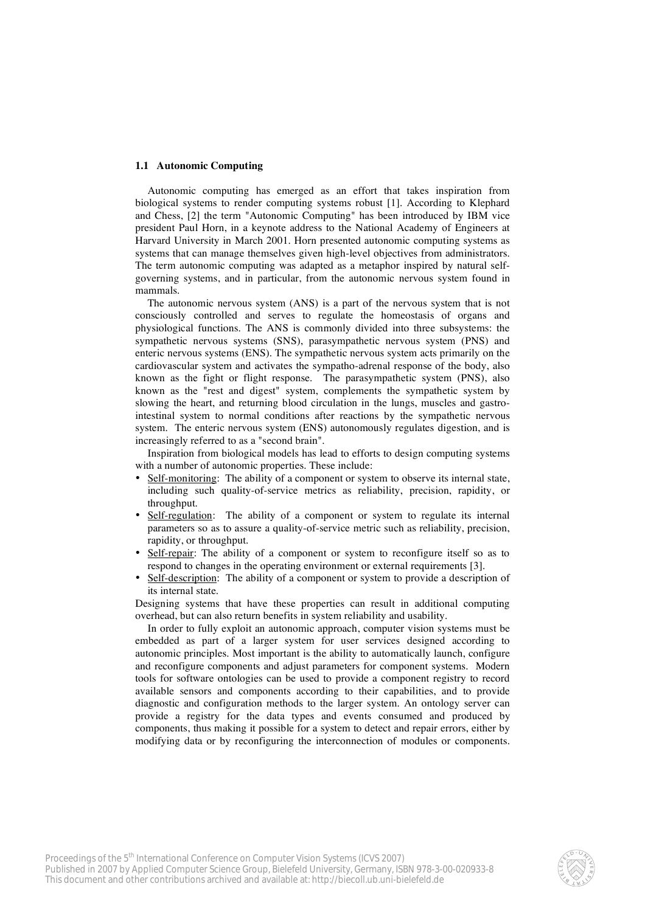### 1.1 Autonomic Computing

Autonomic computing has emerged as an effort that takes inspiration from biological systems to render computing systems robust [1]. According to Klephard and Chess, [2] the term "Autonomic Computing" has been introduced by IBM vice president Paul Horn, in a keynote address to the National Academy of Engineers at Harvard University in March 2001. Horn presented autonomic computing systems as systems that can manage themselves given high-level objectives from administrators. The term autonomic computing was adapted as a metaphor inspired by natural self-governing systems, and in particular, from the autonomic nervous system found in mammals.

The autonomic nervous system (ANS) is a part of the nervous system that is not consciously controlled and serves to regulate the homeostasis of organs and physiological functions. The ANS is commonly divided into three subsystems: the sympathetic nervous systems (SNS), parasympathetic nervous system (PNS) and enteric nervous systems (ENS). The sympathetic nervous system acts primarily on the cardiovascular system and activates the sympatho-adrenal response of the body, also known as the fight or flight response. The parasympathetic system (PNS), also known as the "rest and digest" system, complements the sympathetic system by slowing the heart, and returning blood circulation in the lungs, muscles and gastro-intestinal system to normal conditions after reactions by the sympathetic nervous system. The enteric nervous system (ENS) autonomously regulates digestion, and is increasingly referred to as a "second brain".

Inspiration from biological models has lead to efforts to design computing systems with a number of autonomic properties. These include:

- Self-monitoring: The ability of a component or system to observe its internal state, including such quality-of-service metrics as reliability, precision, rapidity, or throughput.
- Self-regulation: The ability of a component or system to regulate its internal parameters so as to assure a quality-of-service metric such as reliability, precision, rapidity, or throughput.
- Self-repair: The ability of a component or system to reconfigure itself so as to respond to changes in the operating environment or external requirements [3].
- Self-description: The ability of a component or system to provide a description of its internal state.

Designing systems that have these properties can result in additional computing overhead, but can also return benefits in system reliability and usability.

In order to fully exploit an autonomic approach, computer vision systems must be embedded as part of a larger system for user services designed according to autonomic principles. Most important is the ability to automatically launch, configure and reconfigure components and adjust parameters for component systems. Modern tools for software ontologies can be used to provide a component registry to record available sensors and components according to their capabilities, and to provide diagnostic and configuration methods to the larger system. An ontology server can provide a registry for the data types and events consumed and produced by components, thus making it possible for a system to detect and repair errors, either by modifying data or by reconfiguring the interconnection of modules or components.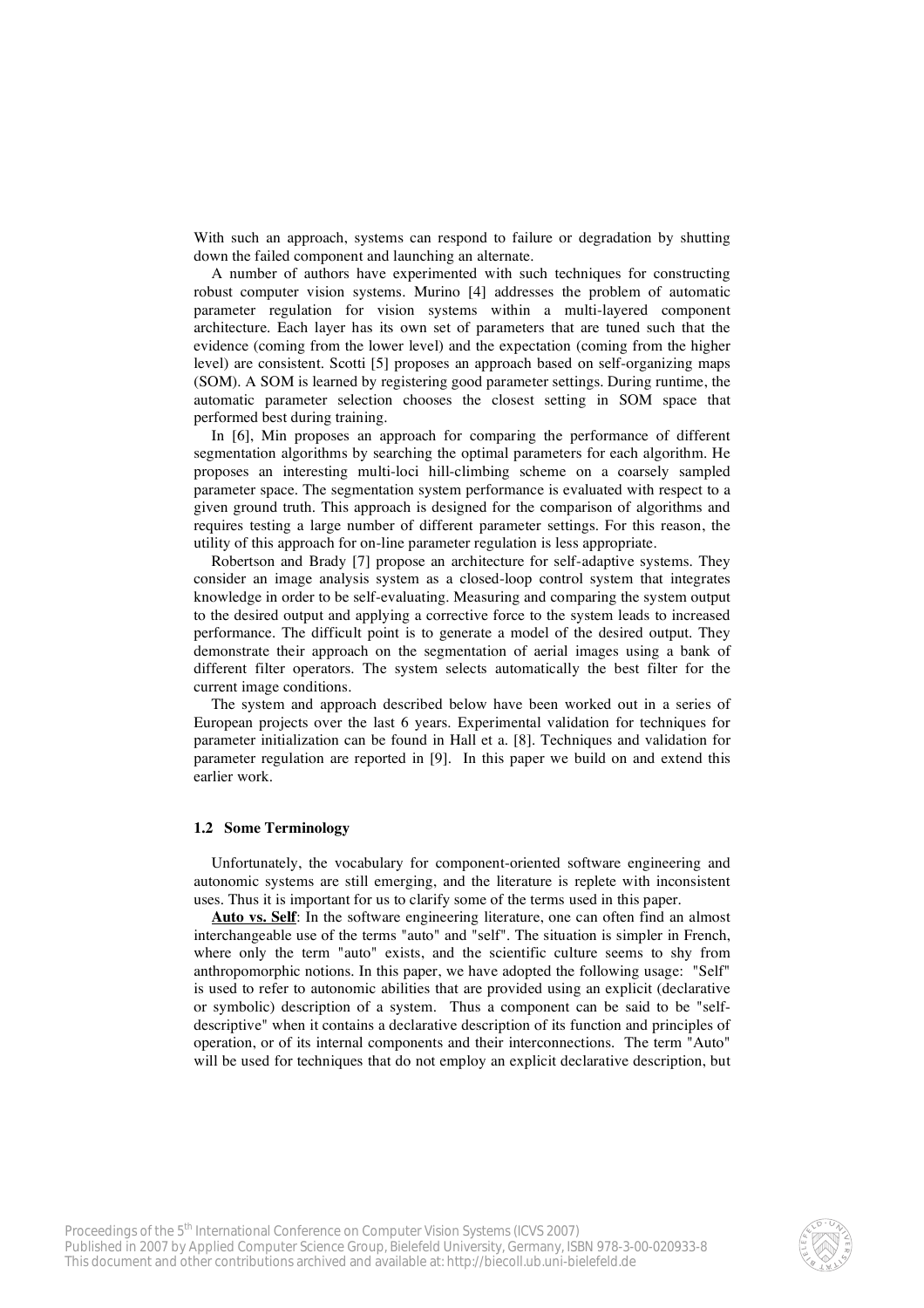With such an approach, systems can respond to failure or degradation by shutting down the failed component and launching an alternate.

A number of authors have experimented with such techniques for constructing robust computer vision systems. Murino [4] addresses the problem of automatic parameter regulation for vision systems within a multi-layered component architecture. Each layer has its own set of parameters that are tuned such that the evidence (coming from the lower level) and the expectation (coming from the higher level) are consistent. Scotti [5] proposes an approach based on self-organizing maps (SOM). A SOM is learned by registering good parameter settings. During runtime, the automatic parameter selection chooses the closest setting in SOM space that performed best during training.

In [6], Min proposes an approach for comparing the performance of different segmentation algorithms by searching the optimal parameters for each algorithm. He proposes an interesting multi-loci hill-climbing scheme on a coarsely sampled parameter space. The segmentation system performance is evaluated with respect to a given ground truth. This approach is designed for the comparison of algorithms and requires testing a large number of different parameter settings. For this reason, the utility of this approach for on-line parameter regulation is less appropriate.

Robertson and Brady [7] propose an architecture for self-adaptive systems. They consider an image analysis system as a closed-loop control system that integrates knowledge in order to be self-evaluating. Measuring and comparing the system output to the desired output and applying a corrective force to the system leads to increased performance. The difficult point is to generate a model of the desired output. They demonstrate their approach on the segmentation of aerial images using a bank of different filter operators. The system selects automatically the best filter for the current image conditions.

The system and approach described below have been worked out in a series of European projects over the last 6 years. Experimental validation for techniques for parameter initialization can be found in Hall et a. [8]. Techniques and validation for parameter regulation are reported in [9]. In this paper we build on and extend this earlier work.

### 1.2 Some Terminology

Unfortunately, the vocabulary for component-oriented software engineering and autonomic systems are still emerging, and the literature is replete with inconsistent uses. Thus it is important for us to clarify some of the terms used in this paper.

**Auto vs. Self**: In the software engineering literature, one can often find an almost interchangeable use of the terms "auto" and "self". The situation is simpler in French, where only the term "auto" exists, and the scientific culture seems to shy from anthropomorphic notions. In this paper, we have adopted the following usage: "Self" is used to refer to autonomic abilities that are provided using an explicit (declarative or symbolic) description of a system. Thus a component can be said to be "self-descriptive" when it contains a declarative description of its function and principles of operation, or of its internal components and their interconnections. The term "Auto" will be used for techniques that do not employ an explicit declarative description, but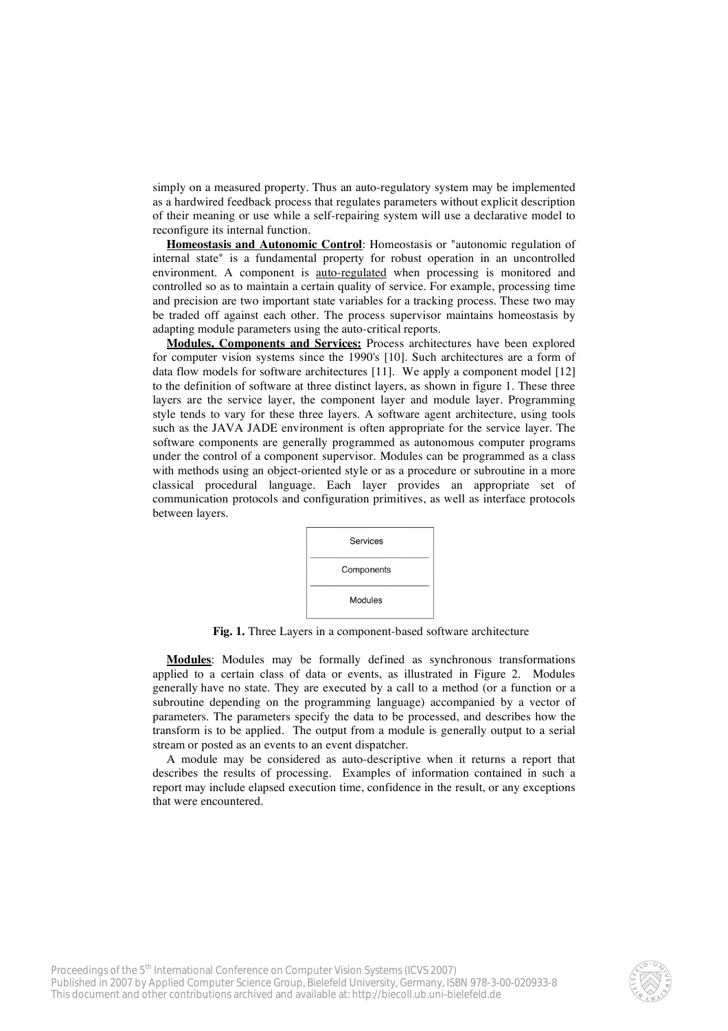simply on a measured property. Thus an auto-regulatory system may be implemented as a hardwired feedback process that regulates parameters without explicit description of their meaning or use while a self-repairing system will use a declarative model to reconfigure its internal function.

**Homeostasis and Autonomic Control**: Homeostasis or "autonomic regulation of internal state" is a fundamental property for robust operation in an uncontrolled environment. A component is auto-regulated when processing is monitored and controlled so as to maintain a certain quality of service. For example, processing time and precision are two important state variables for a tracking process. These two may be traded off against each other. The process supervisor maintains homeostasis by adapting module parameters using the auto-critical reports.

**Modules, Components and Services:** Process architectures have been explored for computer vision systems since the 1990's [10]. Such architectures are a form of data flow models for software architectures [11]. We apply a component model [12] to the definition of software at three distinct layers, as shown in figure 1. These three layers are the service layer, the component layer and module layer. Programming style tends to vary for these three layers. A software agent architecture, using tools such as the JAVA JADE environment is often appropriate for the service layer. The software components are generally programmed as autonomous computer programs under the control of a component supervisor. Modules can be programmed as a class with methods using an object-oriented style or as a procedure or subroutine in a more classical procedural language. Each layer provides an appropriate set of communication protocols and configuration primitives, as well as interface protocols between layers.

| Services |
|---|
| Components |
| Modules |

**Fig. 1.** Three Layers in a component-based software architecture

**Modules**: Modules may be formally defined as synchronous transformations applied to a certain class of data or events, as illustrated in Figure 2. Modules generally have no state. They are executed by a call to a method (or a function or a subroutine depending on the programming language) accompanied by a vector of parameters. The parameters specify the data to be processed, and describes how the transform is to be applied. The output from a module is generally output to a serial stream or posted as an events to an event dispatcher.

A module may be considered as auto-descriptive when it returns a report that describes the results of processing. Examples of information contained in such a report may include elapsed execution time, confidence in the result, or any exceptions that were encountered.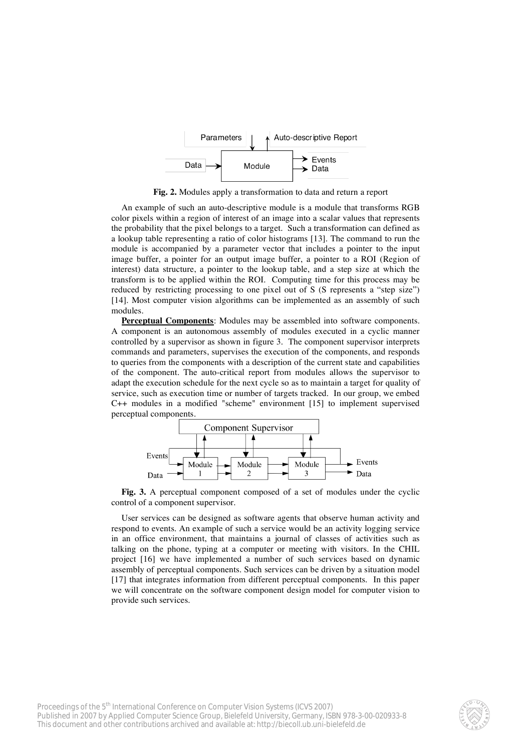Fig. 2. Modules apply a transformation to data and return a report

An example of such an auto-descriptive module is a module that transforms RGB color pixels within a region of interest of an image into a scalar values that represents the probability that the pixel belongs to a target. Such a transformation can defined as a lookup table representing a ratio of color histograms [13]. The command to run the module is accompanied by a parameter vector that includes a pointer to the input image buffer, a pointer for an output image buffer, a pointer to a ROI (Region of interest) data structure, a pointer to the lookup table, and a step size at which the transform is to be applied within the ROI. Computing time for this process may be reduced by restricting processing to one pixel out of S (S represents a "step size") [14]. Most computer vision algorithms can be implemented as an assembly of such modules.

**Perceptual Components**: Modules may be assembled into software components. A component is an autonomous assembly of modules executed in a cyclic manner controlled by a supervisor as shown in figure 3. The component supervisor interprets commands and parameters, supervises the execution of the components, and responds to queries from the components with a description of the current state and capabilities of the component. The auto-critical report from modules allows the supervisor to adapt the execution schedule for the next cycle so as to maintain a target for quality of service, such as execution time or number of targets tracked. In our group, we embed C++ modules in a modified "scheme" environment [15] to implement supervised perceptual components.

Fig. 3. A perceptual component composed of a set of modules under the cyclic control of a component supervisor.

User services can be designed as software agents that observe human activity and respond to events. An example of such a service would be an activity logging service in an office environment, that maintains a journal of classes of activities such as talking on the phone, typing at a computer or meeting with visitors. In the CHIL project [16] we have implemented a number of such services based on dynamic assembly of perceptual components. Such services can be driven by a situation model [17] that integrates information from different perceptual components. In this paper we will concentrate on the software component design model for computer vision to provide such services.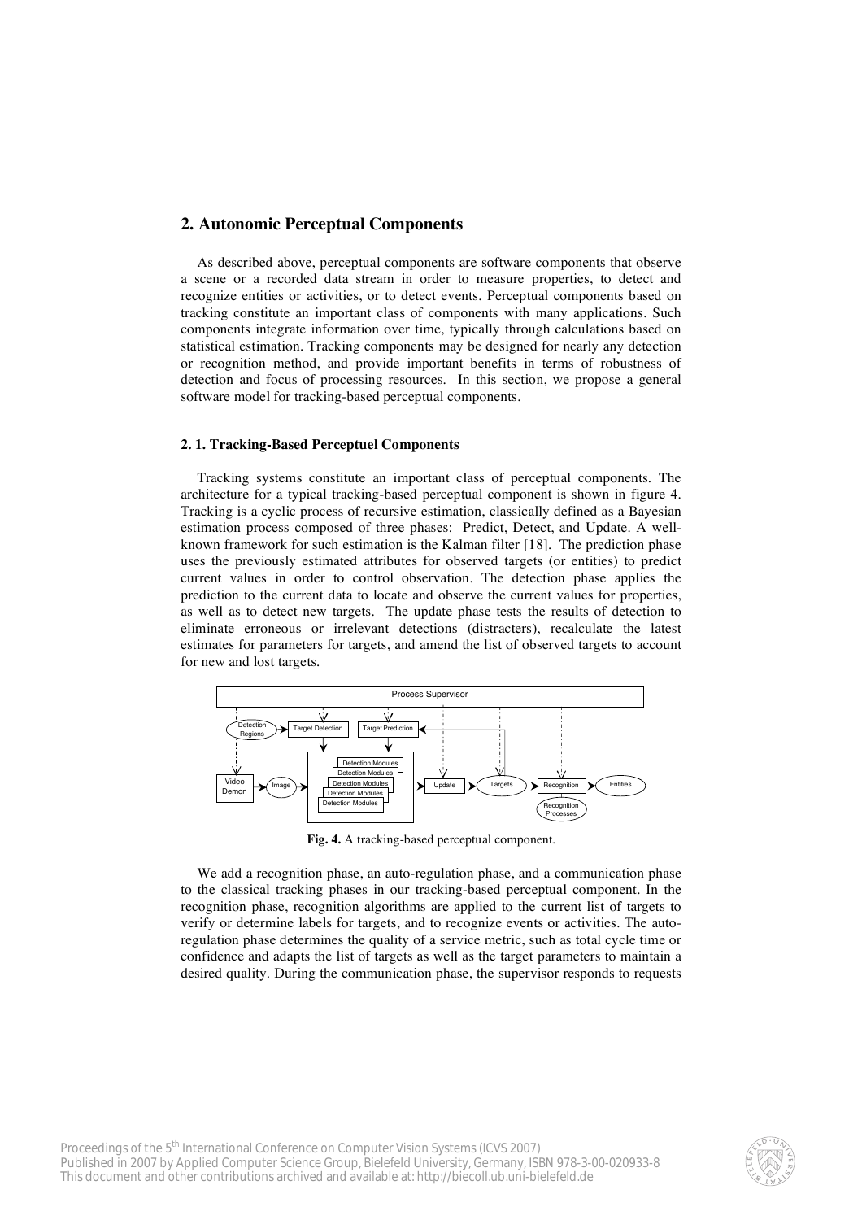## 2. Autonomic Perceptual Components

As described above, perceptual components are software components that observe a scene or a recorded data stream in order to measure properties, to detect and recognize entities or activities, or to detect events. Perceptual components based on tracking constitute an important class of components with many applications. Such components integrate information over time, typically through calculations based on statistical estimation. Tracking components may be designed for nearly any detection or recognition method, and provide important benefits in terms of robustness of detection and focus of processing resources. In this section, we propose a general software model for tracking-based perceptual components.

### 2. 1. Tracking-Based Perceptuel Components

Tracking systems constitute an important class of perceptual components. The architecture for a typical tracking-based perceptual component is shown in figure 4. Tracking is a cyclic process of recursive estimation, classically defined as a Bayesian estimation process composed of three phases: Predict, Detect, and Update. A well-known framework for such estimation is the Kalman filter [18]. The prediction phase uses the previously estimated attributes for observed targets (or entities) to predict current values in order to control observation. The detection phase applies the prediction to the current data to locate and observe the current values for properties, as well as to detect new targets. The update phase tests the results of detection to eliminate erroneous or irrelevant detections (distracters), recalculate the latest estimates for parameters for targets, and amend the list of observed targets to account for new and lost targets.

**Fig. 4.** A tracking-based perceptual component.

We add a recognition phase, an auto-regulation phase, and a communication phase to the classical tracking phases in our tracking-based perceptual component. In the recognition phase, recognition algorithms are applied to the current list of targets to verify or determine labels for targets, and to recognize events or activities. The auto-regulation phase determines the quality of a service metric, such as total cycle time or confidence and adapts the list of targets as well as the target parameters to maintain a desired quality. During the communication phase, the supervisor responds to requests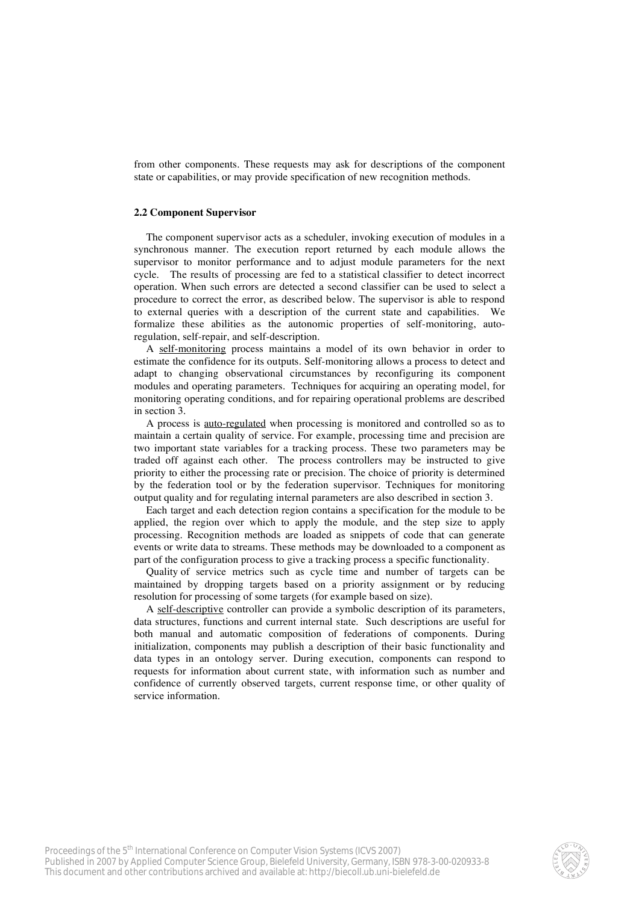from other components. These requests may ask for descriptions of the component state or capabilities, or may provide specification of new recognition methods.

### 2.2 Component Supervisor

The component supervisor acts as a scheduler, invoking execution of modules in a synchronous manner. The execution report returned by each module allows the supervisor to monitor performance and to adjust module parameters for the next cycle. The results of processing are fed to a statistical classifier to detect incorrect operation. When such errors are detected a second classifier can be used to select a procedure to correct the error, as described below. The supervisor is able to respond to external queries with a description of the current state and capabilities. We formalize these abilities as the autonomic properties of self-monitoring, auto-regulation, self-repair, and self-description.

A self-monitoring process maintains a model of its own behavior in order to estimate the confidence for its outputs. Self-monitoring allows a process to detect and adapt to changing observational circumstances by reconfiguring its component modules and operating parameters. Techniques for acquiring an operating model, for monitoring operating conditions, and for repairing operational problems are described in section 3.

A process is auto-regulated when processing is monitored and controlled so as to maintain a certain quality of service. For example, processing time and precision are two important state variables for a tracking process. These two parameters may be traded off against each other. The process controllers may be instructed to give priority to either the processing rate or precision. The choice of priority is determined by the federation tool or by the federation supervisor. Techniques for monitoring output quality and for regulating internal parameters are also described in section 3.

Each target and each detection region contains a specification for the module to be applied, the region over which to apply the module, and the step size to apply processing. Recognition methods are loaded as snippets of code that can generate events or write data to streams. These methods may be downloaded to a component as part of the configuration process to give a tracking process a specific functionality.

Quality of service metrics such as cycle time and number of targets can be maintained by dropping targets based on a priority assignment or by reducing resolution for processing of some targets (for example based on size).

A self-descriptive controller can provide a symbolic description of its parameters, data structures, functions and current internal state. Such descriptions are useful for both manual and automatic composition of federations of components. During initialization, components may publish a description of their basic functionality and data types in an ontology server. During execution, components can respond to requests for information about current state, with information such as number and confidence of currently observed targets, current response time, or other quality of service information.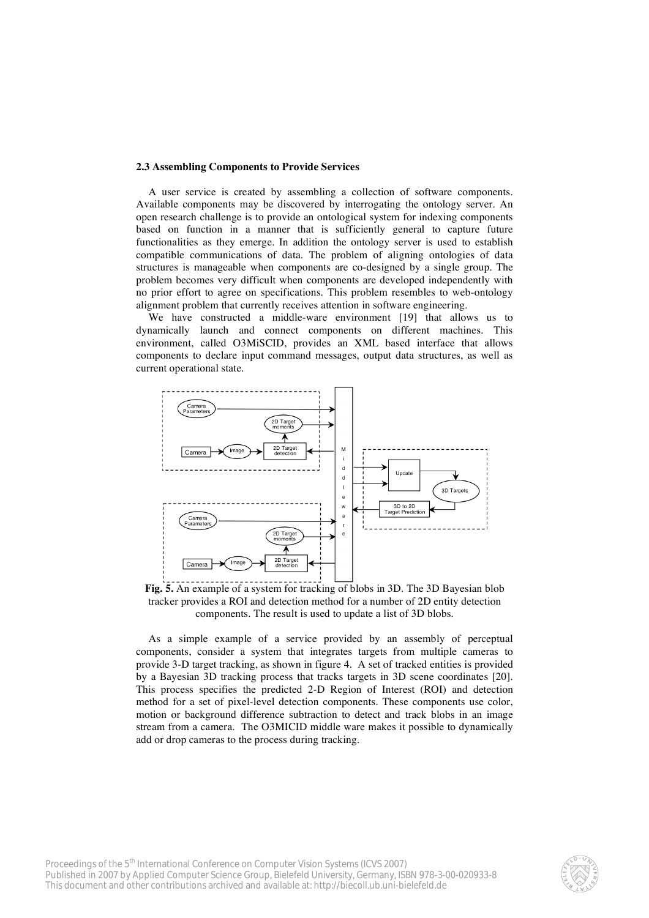### 2.3 Assembling Components to Provide Services

A user service is created by assembling a collection of software components. Available components may be discovered by interrogating the ontology server. An open research challenge is to provide an ontological system for indexing components based on function in a manner that is sufficiently general to capture future functionalities as they emerge. In addition the ontology server is used to establish compatible communications of data. The problem of aligning ontologies of data structures is manageable when components are co-designed by a single group. The problem becomes very difficult when components are developed independently with no prior effort to agree on specifications. This problem resembles to web-ontology alignment problem that currently receives attention in software engineering.

We have constructed a middle-ware environment [19] that allows us to dynamically launch and connect components on different machines. This environment, called O3MiSCID, provides an XML based interface that allows components to declare input command messages, output data structures, as well as current operational state.

**Fig. 5.** An example of a system for tracking of blobs in 3D. The 3D Bayesian blob tracker provides a ROI and detection method for a number of 2D entity detection components. The result is used to update a list of 3D blobs.

As a simple example of a service provided by an assembly of perceptual components, consider a system that integrates targets from multiple cameras to provide 3-D target tracking, as shown in figure 4. A set of tracked entities is provided by a Bayesian 3D tracking process that tracks targets in 3D scene coordinates [20]. This process specifies the predicted 2-D Region of Interest (ROI) and detection method for a set of pixel-level detection components. These components use color, motion or background difference subtraction to detect and track blobs in an image stream from a camera. The O3MICID middle ware makes it possible to dynamically add or drop cameras to the process during tracking.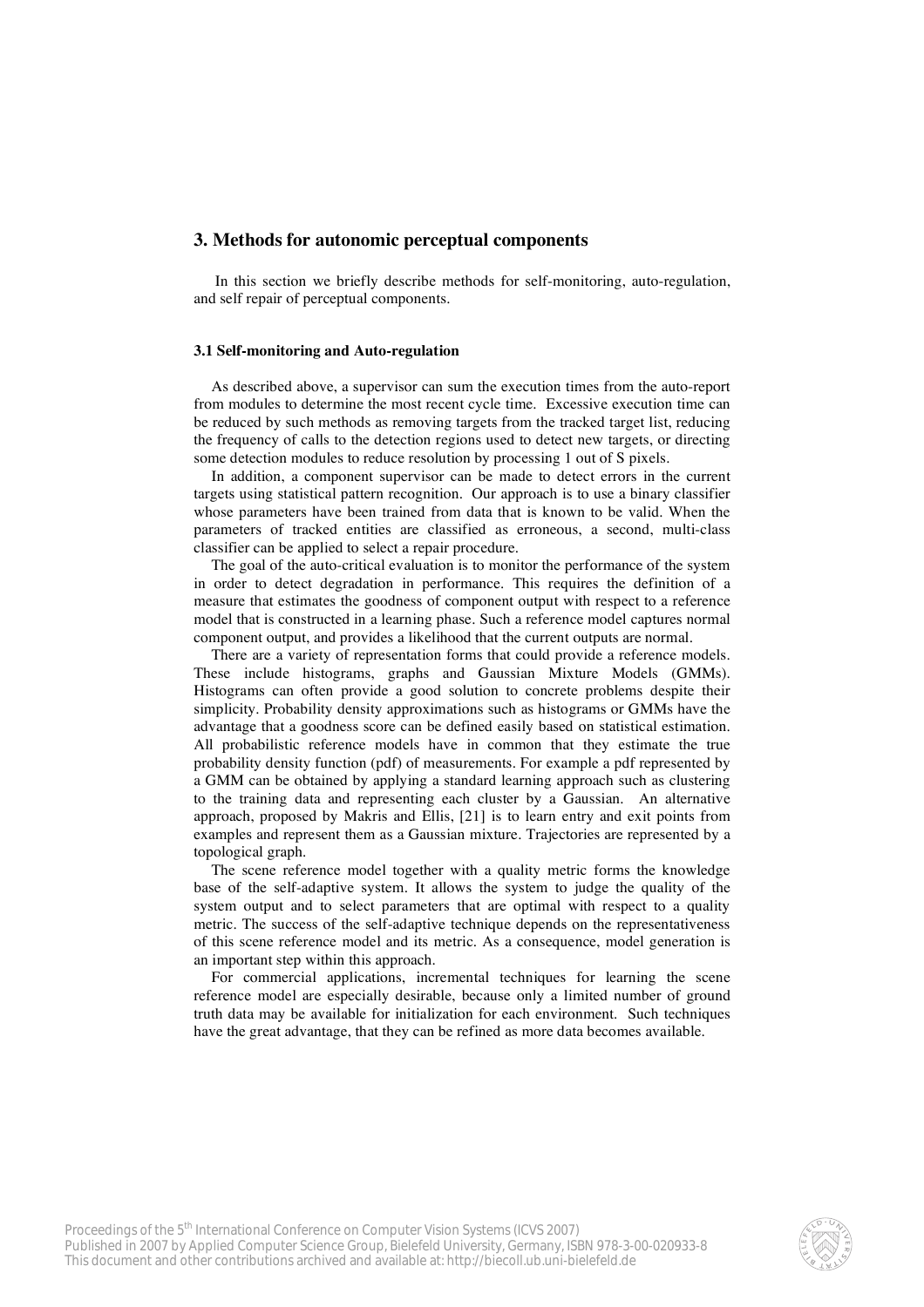## 3. Methods for autonomic perceptual components

In this section we briefly describe methods for self-monitoring, auto-regulation, and self repair of perceptual components.

### 3.1 Self-monitoring and Auto-regulation

As described above, a supervisor can sum the execution times from the auto-report from modules to determine the most recent cycle time. Excessive execution time can be reduced by such methods as removing targets from the tracked target list, reducing the frequency of calls to the detection regions used to detect new targets, or directing some detection modules to reduce resolution by processing 1 out of S pixels.

In addition, a component supervisor can be made to detect errors in the current targets using statistical pattern recognition. Our approach is to use a binary classifier whose parameters have been trained from data that is known to be valid. When the parameters of tracked entities are classified as erroneous, a second, multi-class classifier can be applied to select a repair procedure.

The goal of the auto-critical evaluation is to monitor the performance of the system in order to detect degradation in performance. This requires the definition of a measure that estimates the goodness of component output with respect to a reference model that is constructed in a learning phase. Such a reference model captures normal component output, and provides a likelihood that the current outputs are normal.

There are a variety of representation forms that could provide a reference models. These include histograms, graphs and Gaussian Mixture Models (GMMs). Histograms can often provide a good solution to concrete problems despite their simplicity. Probability density approximations such as histograms or GMMs have the advantage that a goodness score can be defined easily based on statistical estimation. All probabilistic reference models have in common that they estimate the true probability density function (pdf) of measurements. For example a pdf represented by a GMM can be obtained by applying a standard learning approach such as clustering to the training data and representing each cluster by a Gaussian. An alternative approach, proposed by Makris and Ellis, [21] is to learn entry and exit points from examples and represent them as a Gaussian mixture. Trajectories are represented by a topological graph.

The scene reference model together with a quality metric forms the knowledge base of the self-adaptive system. It allows the system to judge the quality of the system output and to select parameters that are optimal with respect to a quality metric. The success of the self-adaptive technique depends on the representativeness of this scene reference model and its metric. As a consequence, model generation is an important step within this approach.

For commercial applications, incremental techniques for learning the scene reference model are especially desirable, because only a limited number of ground truth data may be available for initialization for each environment. Such techniques have the great advantage, that they can be refined as more data becomes available.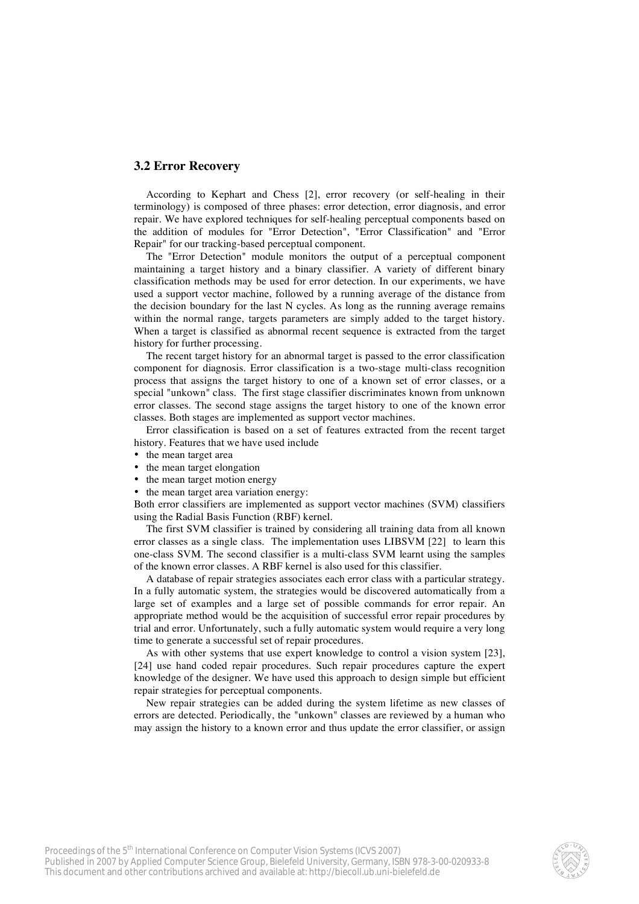### 3.2 Error Recovery

According to Kephart and Chess [2], error recovery (or self-healing in their terminology) is composed of three phases: error detection, error diagnosis, and error repair. We have explored techniques for self-healing perceptual components based on the addition of modules for "Error Detection", "Error Classification" and "Error Repair" for our tracking-based perceptual component.

The "Error Detection" module monitors the output of a perceptual component maintaining a target history and a binary classifier. A variety of different binary classification methods may be used for error detection. In our experiments, we have used a support vector machine, followed by a running average of the distance from the decision boundary for the last N cycles. As long as the running average remains within the normal range, targets parameters are simply added to the target history. When a target is classified as abnormal recent sequence is extracted from the target history for further processing.

The recent target history for an abnormal target is passed to the error classification component for diagnosis. Error classification is a two-stage multi-class recognition process that assigns the target history to one of a known set of error classes, or a special "unkown" class. The first stage classifier discriminates known from unknown error classes. The second stage assigns the target history to one of the known error classes. Both stages are implemented as support vector machines.

Error classification is based on a set of features extracted from the recent target history. Features that we have used include

- the mean target area
- the mean target elongation
- the mean target motion energy
- the mean target area variation energy:

Both error classifiers are implemented as support vector machines (SVM) classifiers using the Radial Basis Function (RBF) kernel.

The first SVM classifier is trained by considering all training data from all known error classes as a single class. The implementation uses LIBSVM [22] to learn this one-class SVM. The second classifier is a multi-class SVM learnt using the samples of the known error classes. A RBF kernel is also used for this classifier.

A database of repair strategies associates each error class with a particular strategy. In a fully automatic system, the strategies would be discovered automatically from a large set of examples and a large set of possible commands for error repair. An appropriate method would be the acquisition of successful error repair procedures by trial and error. Unfortunately, such a fully automatic system would require a very long time to generate a successful set of repair procedures.

As with other systems that use expert knowledge to control a vision system [23], [24] use hand coded repair procedures. Such repair procedures capture the expert knowledge of the designer. We have used this approach to design simple but efficient repair strategies for perceptual components.

New repair strategies can be added during the system lifetime as new classes of errors are detected. Periodically, the "unkown" classes are reviewed by a human who may assign the history to a known error and thus update the error classifier, or assign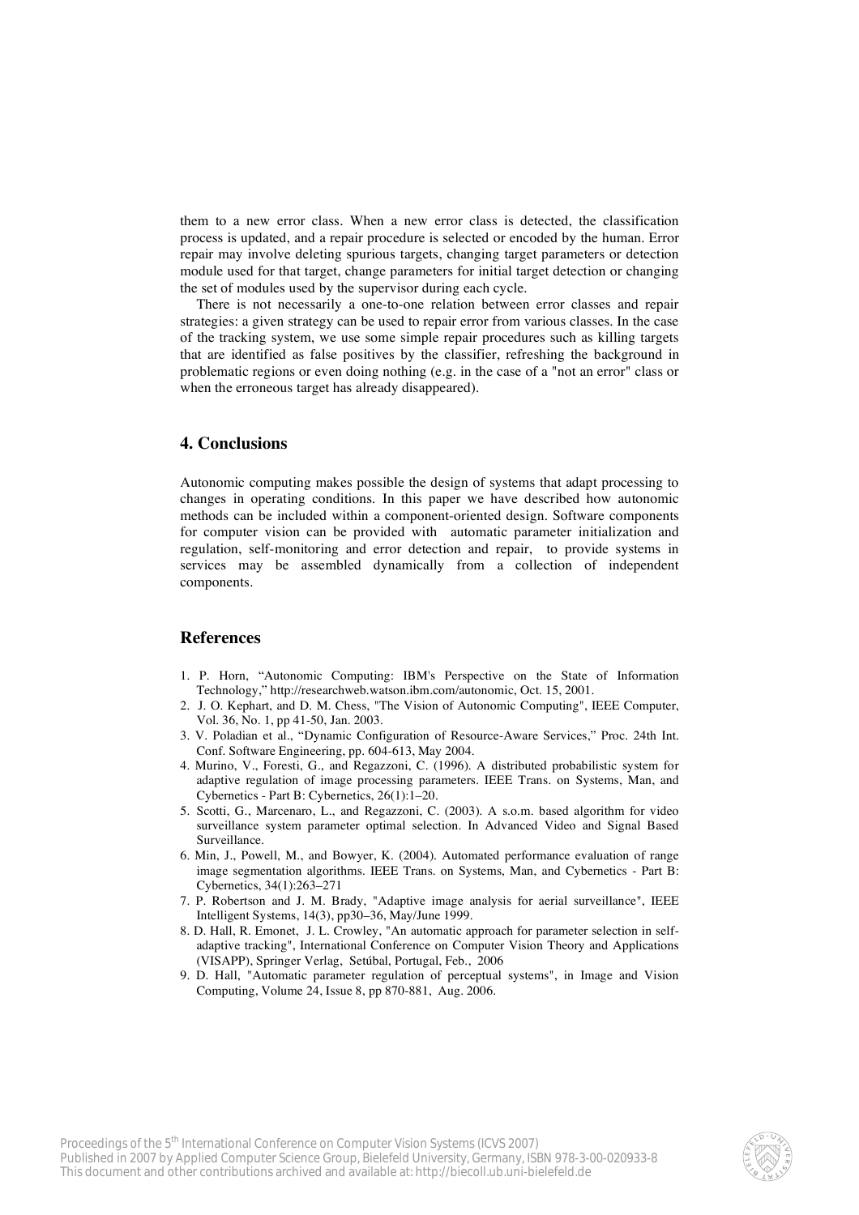them to a new error class. When a new error class is detected, the classification process is updated, and a repair procedure is selected or encoded by the human. Error repair may involve deleting spurious targets, changing target parameters or detection module used for that target, change parameters for initial target detection or changing the set of modules used by the supervisor during each cycle.

There is not necessarily a one-to-one relation between error classes and repair strategies: a given strategy can be used to repair error from various classes. In the case of the tracking system, we use some simple repair procedures such as killing targets that are identified as false positives by the classifier, refreshing the background in problematic regions or even doing nothing (e.g. in the case of a "not an error" class or when the erroneous target has already disappeared).

## 4. Conclusions

Autonomic computing makes possible the design of systems that adapt processing to changes in operating conditions. In this paper we have described how autonomic methods can be included within a component-oriented design. Software components for computer vision can be provided with automatic parameter initialization and regulation, self-monitoring and error detection and repair, to provide systems in services may be assembled dynamically from a collection of independent components.

## References

1. P. Horn, "Autonomic Computing: IBM's Perspective on the State of Information Technology," http://researchweb.watson.ibm.com/autonomic, Oct. 15, 2001.
2. J. O. Kephart, and D. M. Chess, "The Vision of Autonomic Computing", IEEE Computer, Vol. 36, No. 1, pp 41-50, Jan. 2003.
3. V. Poladian et al., "Dynamic Configuration of Resource-Aware Services," Proc. 24th Int. Conf. Software Engineering, pp. 604-613, May 2004.
4. Murino, V., Foresti, G., and Regazzoni, C. (1996). A distributed probabilistic system for adaptive regulation of image processing parameters. IEEE Trans. on Systems, Man, and Cybernetics - Part B: Cybernetics, 26(1):1–20.
5. Scotti, G., Marcenaro, L., and Regazzoni, C. (2003). A s.o.m. based algorithm for video surveillance system parameter optimal selection. In Advanced Video and Signal Based Surveillance.
6. Min, J., Powell, M., and Bowyer, K. (2004). Automated performance evaluation of range image segmentation algorithms. IEEE Trans. on Systems, Man, and Cybernetics - Part B: Cybernetics, 34(1):263–271
7. P. Robertson and J. M. Brady, "Adaptive image analysis for aerial surveillance", IEEE Intelligent Systems, 14(3), pp30–36, May/June 1999.
8. D. Hall, R. Emonet, J. L. Crowley, "An automatic approach for parameter selection in self-adaptive tracking", International Conference on Computer Vision Theory and Applications (VISAPP), Springer Verlag, Setúbal, Portugal, Feb., 2006
9. D. Hall, "Automatic parameter regulation of perceptual systems", in Image and Vision Computing, Volume 24, Issue 8, pp 870-881, Aug. 2006.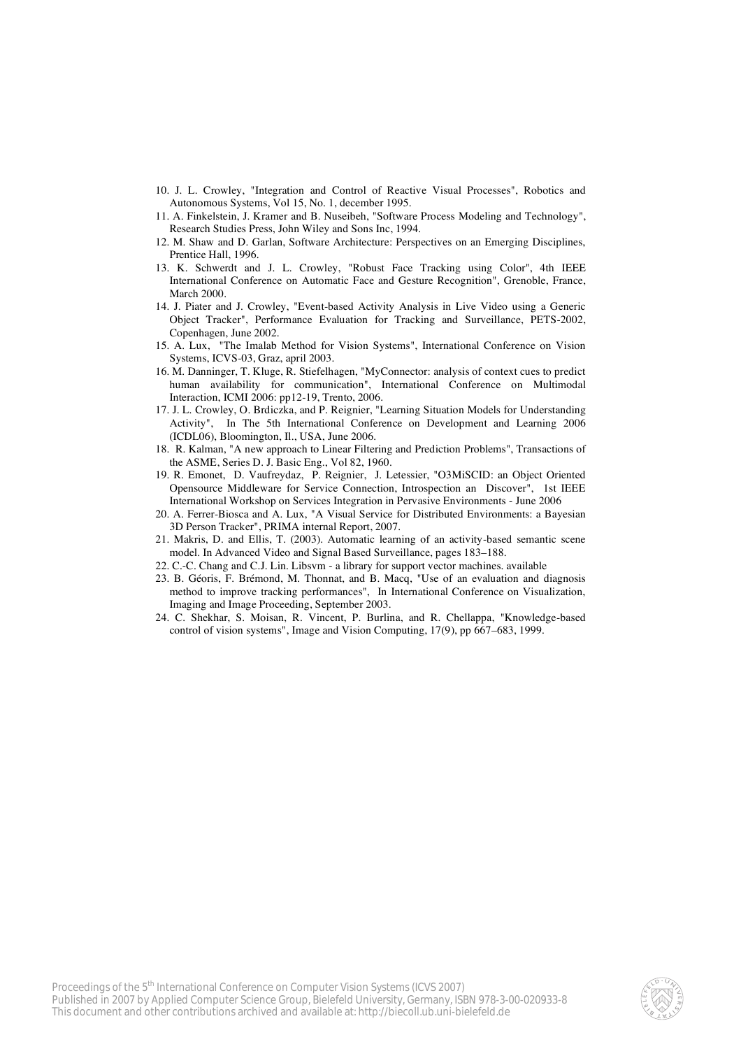10. J. L. Crowley, "Integration and Control of Reactive Visual Processes", Robotics and Autonomous Systems, Vol 15, No. 1, december 1995.
11. A. Finkelstein, J. Kramer and B. Nuseibeh, "Software Process Modeling and Technology", Research Studies Press, John Wiley and Sons Inc, 1994.
12. M. Shaw and D. Garlan, Software Architecture: Perspectives on an Emerging Disciplines, Prentice Hall, 1996.
13. K. Schwerdt and J. L. Crowley, "Robust Face Tracking using Color", 4th IEEE International Conference on Automatic Face and Gesture Recognition", Grenoble, France, March 2000.
14. J. Piater and J. Crowley, "Event-based Activity Analysis in Live Video using a Generic Object Tracker", Performance Evaluation for Tracking and Surveillance, PETS-2002, Copenhagen, June 2002.
15. A. Lux, "The Imalab Method for Vision Systems", International Conference on Vision Systems, ICVS-03, Graz, april 2003.
16. M. Danninger, T. Kluge, R. Stiefelhagen, "MyConnector: analysis of context cues to predict human availability for communication", International Conference on Multimodal Interaction, ICMI 2006: pp12-19, Trento, 2006.
17. J. L. Crowley, O. Brdiczka, and P. Reignier, "Learning Situation Models for Understanding Activity", In The 5th International Conference on Development and Learning 2006 (ICDL06), Bloomington, Il., USA, June 2006.
18. R. Kalman, "A new approach to Linear Filtering and Prediction Problems", Transactions of the ASME, Series D. J. Basic Eng., Vol 82, 1960.
19. R. Emonet, D. Vaufreydaz, P. Reignier, J. Letessier, "O3MiSCID: an Object Oriented Opensource Middleware for Service Connection, Introspection an Discover", 1st IEEE International Workshop on Services Integration in Pervasive Environments - June 2006
20. A. Ferrer-Biosca and A. Lux, "A Visual Service for Distributed Environments: a Bayesian 3D Person Tracker", PRIMA internal Report, 2007.
21. Makris, D. and Ellis, T. (2003). Automatic learning of an activity-based semantic scene model. In Advanced Video and Signal Based Surveillance, pages 183–188.
22. C.-C. Chang and C.J. Lin. Libsvm - a library for support vector machines. available
23. B. Géoris, F. Brémond, M. Thonnat, and B. Macq, "Use of an evaluation and diagnosis method to improve tracking performances", In International Conference on Visualization, Imaging and Image Proceeding, September 2003.
24. C. Shekhar, S. Moisan, R. Vincent, P. Burlina, and R. Chellappa, "Knowledge-based control of vision systems", Image and Vision Computing, 17(9), pp 667–683, 1999.